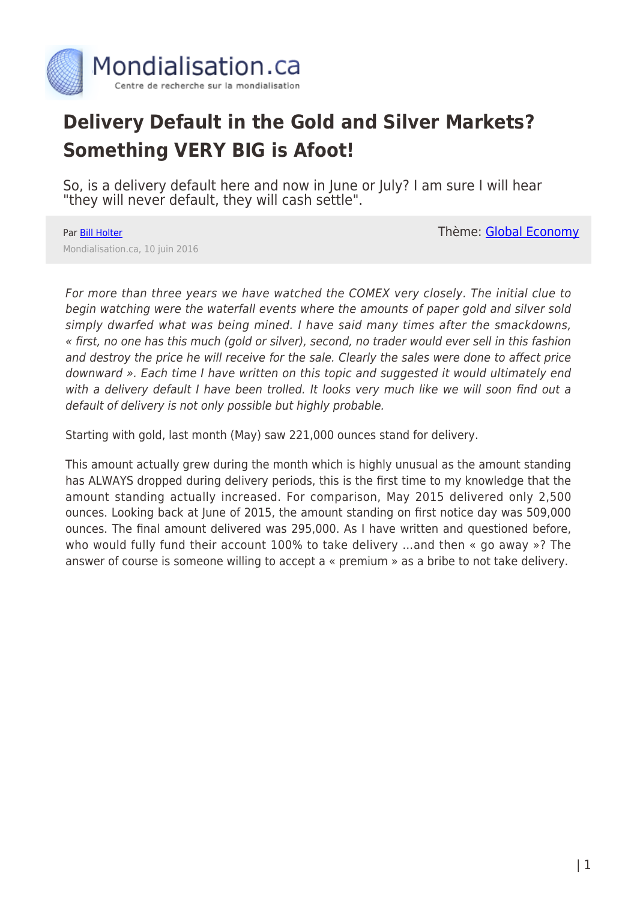# Delivery Default in the Gold and Silver Markets? Something VERY BIG is Afoot!

So, is a delivery default here and now in June or July? I am sure I will hear "they will never default, they will cash settle".

Par Bill Holter

Mondialisation.ca, 10 juin 2016

Thème: Global Economy

*For more than three years we have watched the COMEX very closely. The initial clue to begin watching were the waterfall events where the amounts of paper gold and silver sold simply dwarfed what was being mined. I have said many times after the smackdowns, « first, no one has this much (gold or silver), second, no trader would ever sell in this fashion and destroy the price he will receive for the sale. Clearly the sales were done to affect price downward ». Each time I have written on this topic and suggested it would ultimately end with a delivery default I have been trolled. It looks very much like we will soon find out a default of delivery is not only possible but highly probable.*

Starting with gold, last month (May) saw 221,000 ounces stand for delivery.

This amount actually grew during the month which is highly unusual as the amount standing has ALWAYS dropped during delivery periods, this is the first time to my knowledge that the amount standing actually increased. For comparison, May 2015 delivered only 2,500 ounces. Looking back at June of 2015, the amount standing on first notice day was 509,000 ounces. The final amount delivered was 295,000. As I have written and questioned before, who would fully fund their account 100% to take delivery …and then « go away »? The answer of course is someone willing to accept a « premium » as a bribe to not take delivery.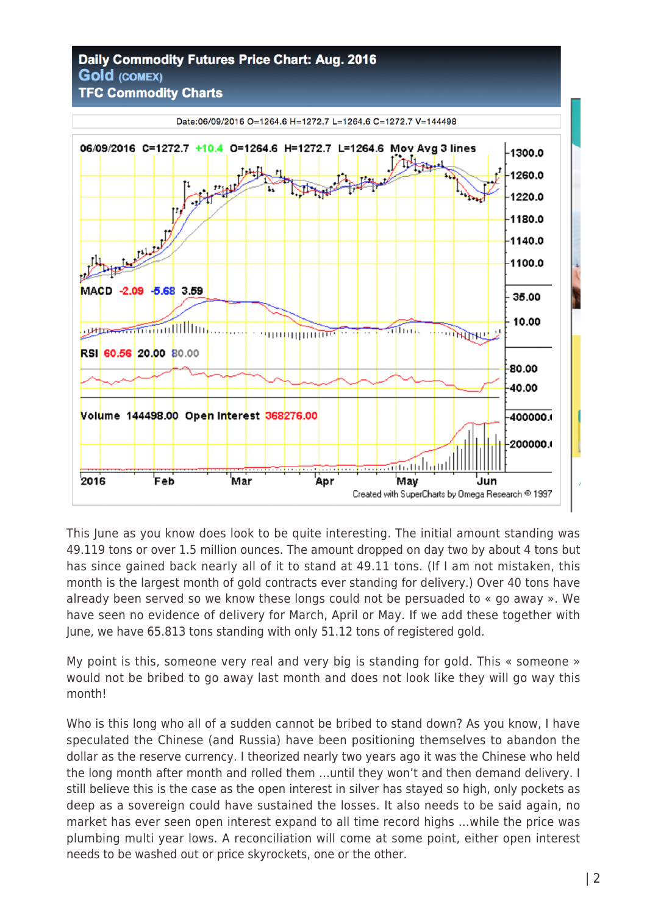Daily Commodity Futures Price Chart: Aug. 2016
Gold (COMEX)
TFC Commodity Charts

This June as you know does look to be quite interesting. The initial amount standing was 49.119 tons or over 1.5 million ounces. The amount dropped on day two by about 4 tons but has since gained back nearly all of it to stand at 49.11 tons. (If I am not mistaken, this month is the largest month of gold contracts ever standing for delivery.) Over 40 tons have already been served so we know these longs could not be persuaded to « go away ». We have seen no evidence of delivery for March, April or May. If we add these together with June, we have 65.813 tons standing with only 51.12 tons of registered gold.

My point is this, someone very real and very big is standing for gold. This « someone » would not be bribed to go away last month and does not look like they will go way this month!

Who is this long who all of a sudden cannot be bribed to stand down? As you know, I have speculated the Chinese (and Russia) have been positioning themselves to abandon the dollar as the reserve currency. I theorized nearly two years ago it was the Chinese who held the long month after month and rolled them ...until they won't and then demand delivery. I still believe this is the case as the open interest in silver has stayed so high, only pockets as deep as a sovereign could have sustained the losses. It also needs to be said again, no market has ever seen open interest expand to all time record highs ...while the price was plumbing multi year lows. A reconciliation will come at some point, either open interest needs to be washed out or price skyrockets, one or the other.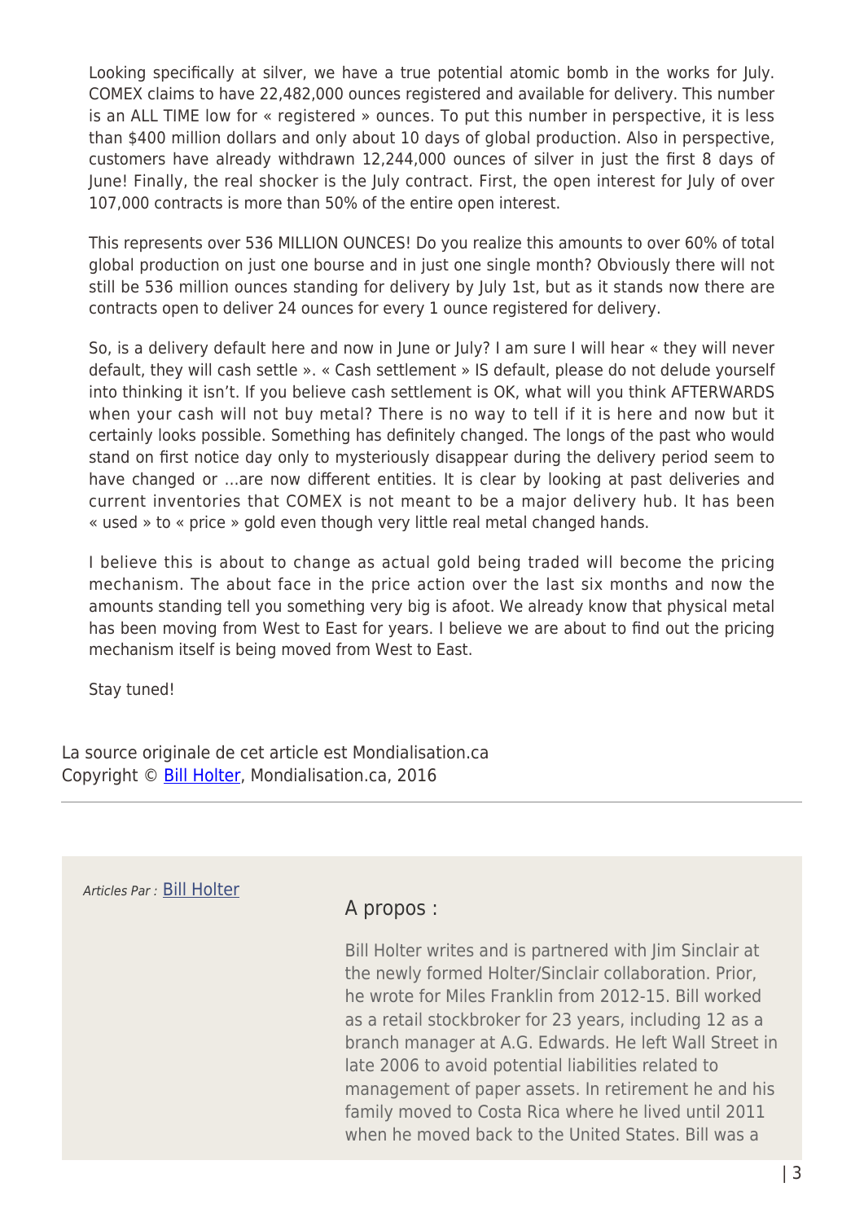Looking specifically at silver, we have a true potential atomic bomb in the works for July. COMEX claims to have 22,482,000 ounces registered and available for delivery. This number is an ALL TIME low for « registered » ounces. To put this number in perspective, it is less than $400 million dollars and only about 10 days of global production. Also in perspective, customers have already withdrawn 12,244,000 ounces of silver in just the first 8 days of June! Finally, the real shocker is the July contract. First, the open interest for July of over 107,000 contracts is more than 50% of the entire open interest.

This represents over 536 MILLION OUNCES! Do you realize this amounts to over 60% of total global production on just one bourse and in just one single month? Obviously there will not still be 536 million ounces standing for delivery by July 1st, but as it stands now there are contracts open to deliver 24 ounces for every 1 ounce registered for delivery.

So, is a delivery default here and now in June or July? I am sure I will hear « they will never default, they will cash settle ». « Cash settlement » IS default, please do not delude yourself into thinking it isn't. If you believe cash settlement is OK, what will you think AFTERWARDS when your cash will not buy metal? There is no way to tell if it is here and now but it certainly looks possible. Something has definitely changed. The longs of the past who would stand on first notice day only to mysteriously disappear during the delivery period seem to have changed or …are now different entities. It is clear by looking at past deliveries and current inventories that COMEX is not meant to be a major delivery hub. It has been « used » to « price » gold even though very little real metal changed hands.

I believe this is about to change as actual gold being traded will become the pricing mechanism. The about face in the price action over the last six months and now the amounts standing tell you something very big is afoot. We already know that physical metal has been moving from West to East for years. I believe we are about to find out the pricing mechanism itself is being moved from West to East.

Stay tuned!

La source originale de cet article est Mondialisation.ca
Copyright © Bill Holter, Mondialisation.ca, 2016

---

*Articles Par :* Bill Holter

A propos :

Bill Holter writes and is partnered with Jim Sinclair at the newly formed Holter/Sinclair collaboration. Prior, he wrote for Miles Franklin from 2012-15. Bill worked as a retail stockbroker for 23 years, including 12 as a branch manager at A.G. Edwards. He left Wall Street in late 2006 to avoid potential liabilities related to management of paper assets. In retirement he and his family moved to Costa Rica where he lived until 2011 when he moved back to the United States. Bill was a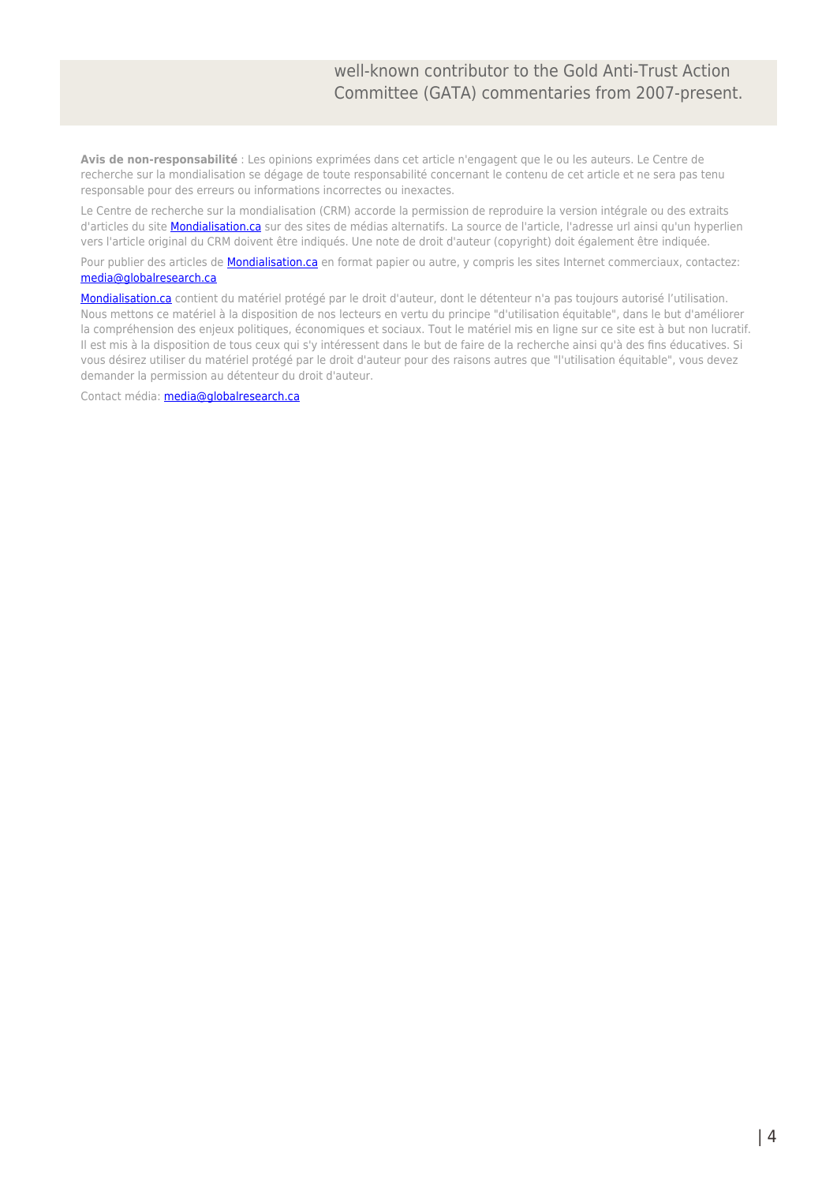well-known contributor to the Gold Anti-Trust Action Committee (GATA) commentaries from 2007-present.

**Avis de non-responsabilité** : Les opinions exprimées dans cet article n'engagent que le ou les auteurs. Le Centre de recherche sur la mondialisation se dégage de toute responsabilité concernant le contenu de cet article et ne sera pas tenu responsable pour des erreurs ou informations incorrectes ou inexactes.

Le Centre de recherche sur la mondialisation (CRM) accorde la permission de reproduire la version intégrale ou des extraits d'articles du site [Mondialisation.ca](Mondialisation.ca) sur des sites de médias alternatifs. La source de l'article, l'adresse url ainsi qu'un hyperlien vers l'article original du CRM doivent être indiqués. Une note de droit d'auteur (copyright) doit également être indiquée.

Pour publier des articles de [Mondialisation.ca](Mondialisation.ca) en format papier ou autre, y compris les sites Internet commerciaux, contactez: [media@globalresearch.ca](mailto:media@globalresearch.ca)

[Mondialisation.ca](Mondialisation.ca) contient du matériel protégé par le droit d'auteur, dont le détenteur n'a pas toujours autorisé l'utilisation. Nous mettons ce matériel à la disposition de nos lecteurs en vertu du principe "d'utilisation équitable", dans le but d'améliorer la compréhension des enjeux politiques, économiques et sociaux. Tout le matériel mis en ligne sur ce site est à but non lucratif. Il est mis à la disposition de tous ceux qui s'y intéressent dans le but de faire de la recherche ainsi qu'à des fins éducatives. Si vous désirez utiliser du matériel protégé par le droit d'auteur pour des raisons autres que "l'utilisation équitable", vous devez demander la permission au détenteur du droit d'auteur.

Contact média: [media@globalresearch.ca](mailto:media@globalresearch.ca)